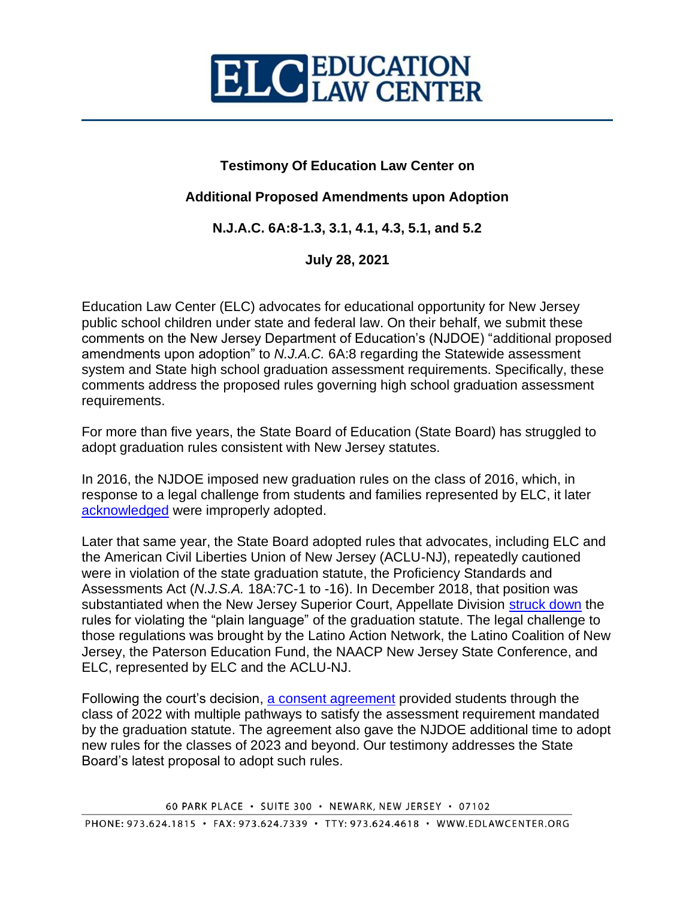# EDUCATION LAW CENTER

**Testimony Of Education Law Center on**

**Additional Proposed Amendments upon Adoption**

**N.J.A.C. 6A:8-1.3, 3.1, 4.1, 4.3, 5.1, and 5.2**

**July 28, 2021**

Education Law Center (ELC) advocates for educational opportunity for New Jersey public school children under state and federal law. On their behalf, we submit these comments on the New Jersey Department of Education's (NJDOE) "additional proposed amendments upon adoption" to *N.J.A.C.* 6A:8 regarding the Statewide assessment system and State high school graduation assessment requirements. Specifically, these comments address the proposed rules governing high school graduation assessment requirements.

For more than five years, the State Board of Education (State Board) has struggled to adopt graduation rules consistent with New Jersey statutes.

In 2016, the NJDOE imposed new graduation rules on the class of 2016, which, in response to a legal challenge from students and families represented by ELC, it later acknowledged were improperly adopted.

Later that same year, the State Board adopted rules that advocates, including ELC and the American Civil Liberties Union of New Jersey (ACLU-NJ), repeatedly cautioned were in violation of the state graduation statute, the Proficiency Standards and Assessments Act (*N.J.S.A.* 18A:7C-1 to -16). In December 2018, that position was substantiated when the New Jersey Superior Court, Appellate Division struck down the rules for violating the "plain language" of the graduation statute. The legal challenge to those regulations was brought by the Latino Action Network, the Latino Coalition of New Jersey, the Paterson Education Fund, the NAACP New Jersey State Conference, and ELC, represented by ELC and the ACLU-NJ.

Following the court's decision, a consent agreement provided students through the class of 2022 with multiple pathways to satisfy the assessment requirement mandated by the graduation statute. The agreement also gave the NJDOE additional time to adopt new rules for the classes of 2023 and beyond. Our testimony addresses the State Board's latest proposal to adopt such rules.

60 PARK PLACE • SUITE 300 • NEWARK, NEW JERSEY • 07102

PHONE: 973.624.1815 • FAX: 973.624.7339 • TTY: 973.624.4618 • WWW.EDLAWCENTER.ORG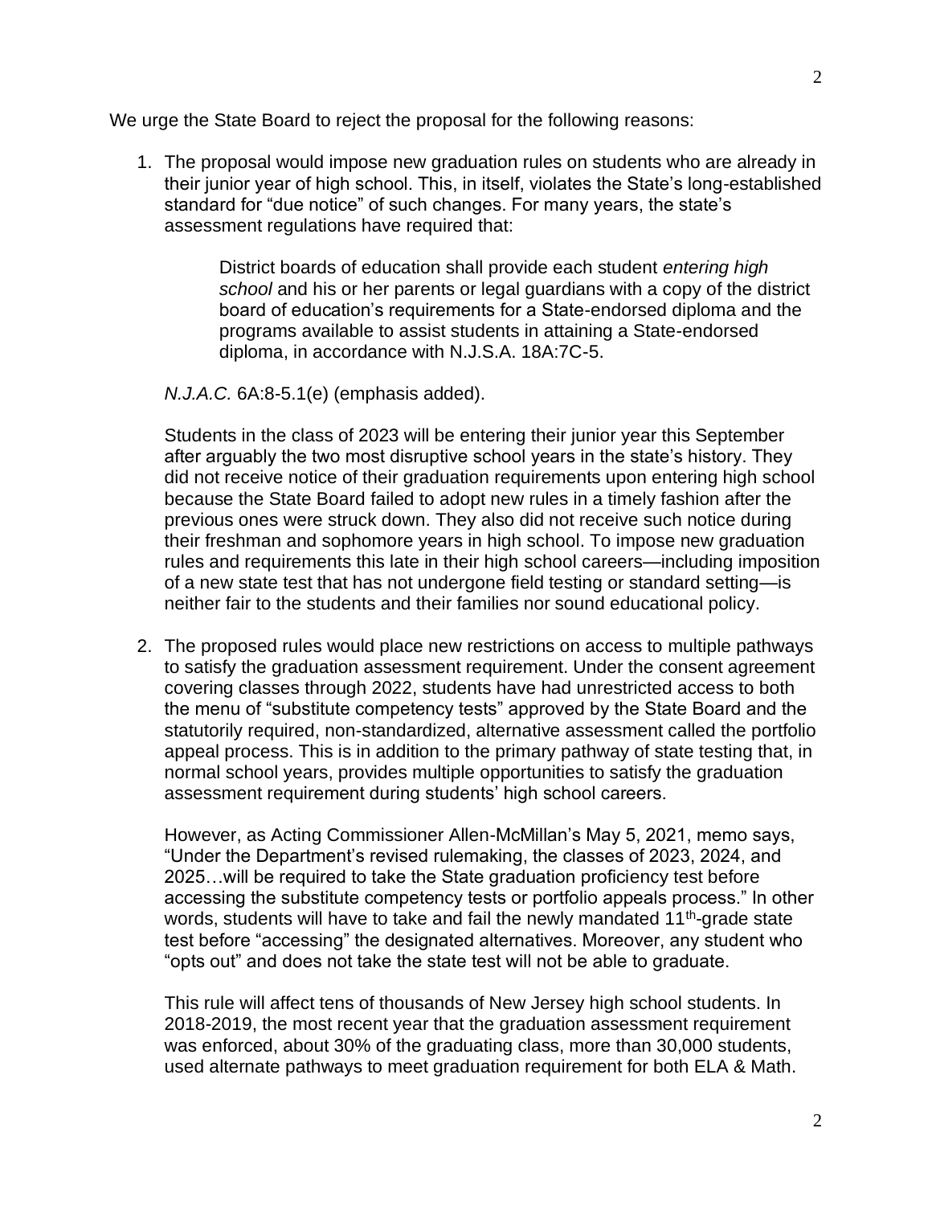We urge the State Board to reject the proposal for the following reasons:

1. The proposal would impose new graduation rules on students who are already in their junior year of high school. This, in itself, violates the State's long-established standard for "due notice" of such changes. For many years, the state's assessment regulations have required that:

   > District boards of education shall provide each student *entering high school* and his or her parents or legal guardians with a copy of the district board of education's requirements for a State-endorsed diploma and the programs available to assist students in attaining a State-endorsed diploma, in accordance with N.J.S.A. 18A:7C-5.

   *N.J.A.C.* 6A:8-5.1(e) (emphasis added).

   Students in the class of 2023 will be entering their junior year this September after arguably the two most disruptive school years in the state's history. They did not receive notice of their graduation requirements upon entering high school because the State Board failed to adopt new rules in a timely fashion after the previous ones were struck down. They also did not receive such notice during their freshman and sophomore years in high school. To impose new graduation rules and requirements this late in their high school careers—including imposition of a new state test that has not undergone field testing or standard setting—is neither fair to the students and their families nor sound educational policy.

2. The proposed rules would place new restrictions on access to multiple pathways to satisfy the graduation assessment requirement. Under the consent agreement covering classes through 2022, students have had unrestricted access to both the menu of "substitute competency tests" approved by the State Board and the statutorily required, non-standardized, alternative assessment called the portfolio appeal process. This is in addition to the primary pathway of state testing that, in normal school years, provides multiple opportunities to satisfy the graduation assessment requirement during students' high school careers.

   However, as Acting Commissioner Allen-McMillan's May 5, 2021, memo says, "Under the Department's revised rulemaking, the classes of 2023, 2024, and 2025…will be required to take the State graduation proficiency test before accessing the substitute competency tests or portfolio appeals process." In other words, students will have to take and fail the newly mandated 11th-grade state test before "accessing" the designated alternatives. Moreover, any student who "opts out" and does not take the state test will not be able to graduate.

   This rule will affect tens of thousands of New Jersey high school students. In 2018-2019, the most recent year that the graduation assessment requirement was enforced, about 30% of the graduating class, more than 30,000 students, used alternate pathways to meet graduation requirement for both ELA & Math.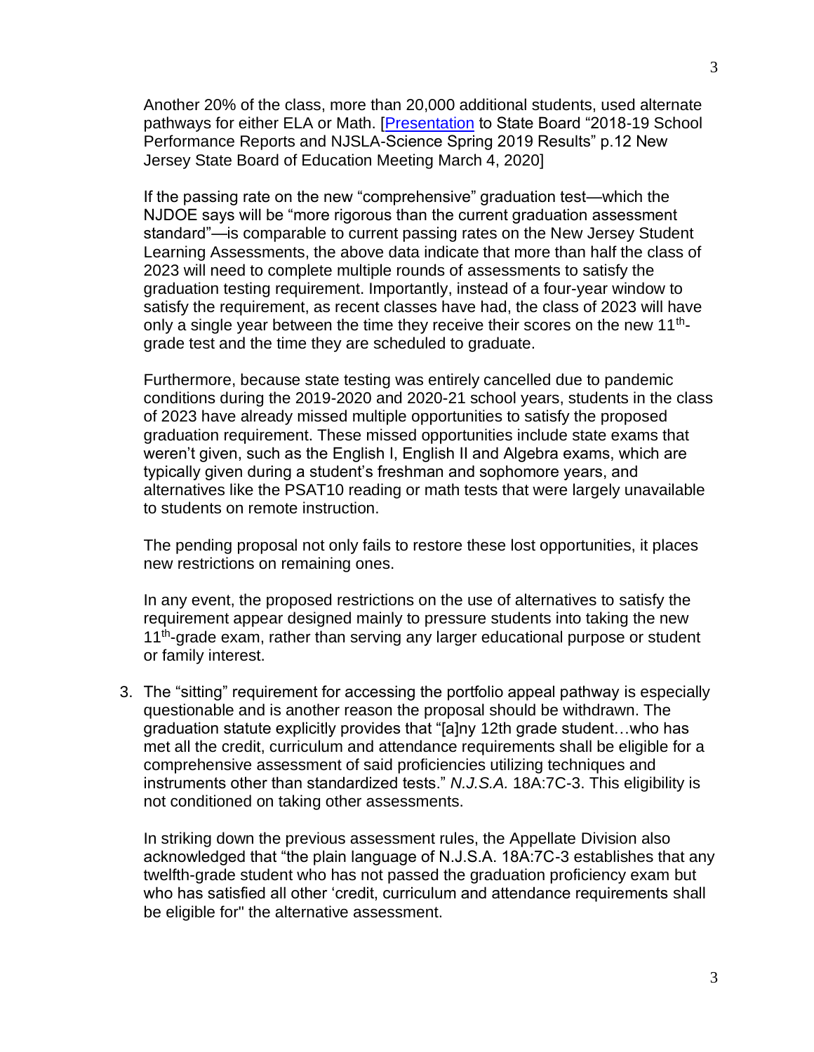Another 20% of the class, more than 20,000 additional students, used alternate pathways for either ELA or Math. [Presentation to State Board "2018-19 School Performance Reports and NJSLA-Science Spring 2019 Results" p.12 New Jersey State Board of Education Meeting March 4, 2020]

If the passing rate on the new "comprehensive" graduation test—which the NJDOE says will be "more rigorous than the current graduation assessment standard"—is comparable to current passing rates on the New Jersey Student Learning Assessments, the above data indicate that more than half the class of 2023 will need to complete multiple rounds of assessments to satisfy the graduation testing requirement. Importantly, instead of a four-year window to satisfy the requirement, as recent classes have had, the class of 2023 will have only a single year between the time they receive their scores on the new 11th-grade test and the time they are scheduled to graduate.

Furthermore, because state testing was entirely cancelled due to pandemic conditions during the 2019-2020 and 2020-21 school years, students in the class of 2023 have already missed multiple opportunities to satisfy the proposed graduation requirement. These missed opportunities include state exams that weren't given, such as the English I, English II and Algebra exams, which are typically given during a student's freshman and sophomore years, and alternatives like the PSAT10 reading or math tests that were largely unavailable to students on remote instruction.

The pending proposal not only fails to restore these lost opportunities, it places new restrictions on remaining ones.

In any event, the proposed restrictions on the use of alternatives to satisfy the requirement appear designed mainly to pressure students into taking the new 11th-grade exam, rather than serving any larger educational purpose or student or family interest.

3. The "sitting" requirement for accessing the portfolio appeal pathway is especially questionable and is another reason the proposal should be withdrawn. The graduation statute explicitly provides that "[a]ny 12th grade student…who has met all the credit, curriculum and attendance requirements shall be eligible for a comprehensive assessment of said proficiencies utilizing techniques and instruments other than standardized tests." *N.J.S.A.* 18A:7C-3. This eligibility is not conditioned on taking other assessments.

   In striking down the previous assessment rules, the Appellate Division also acknowledged that "the plain language of N.J.S.A. 18A:7C-3 establishes that any twelfth-grade student who has not passed the graduation proficiency exam but who has satisfied all other 'credit, curriculum and attendance requirements shall be eligible for" the alternative assessment.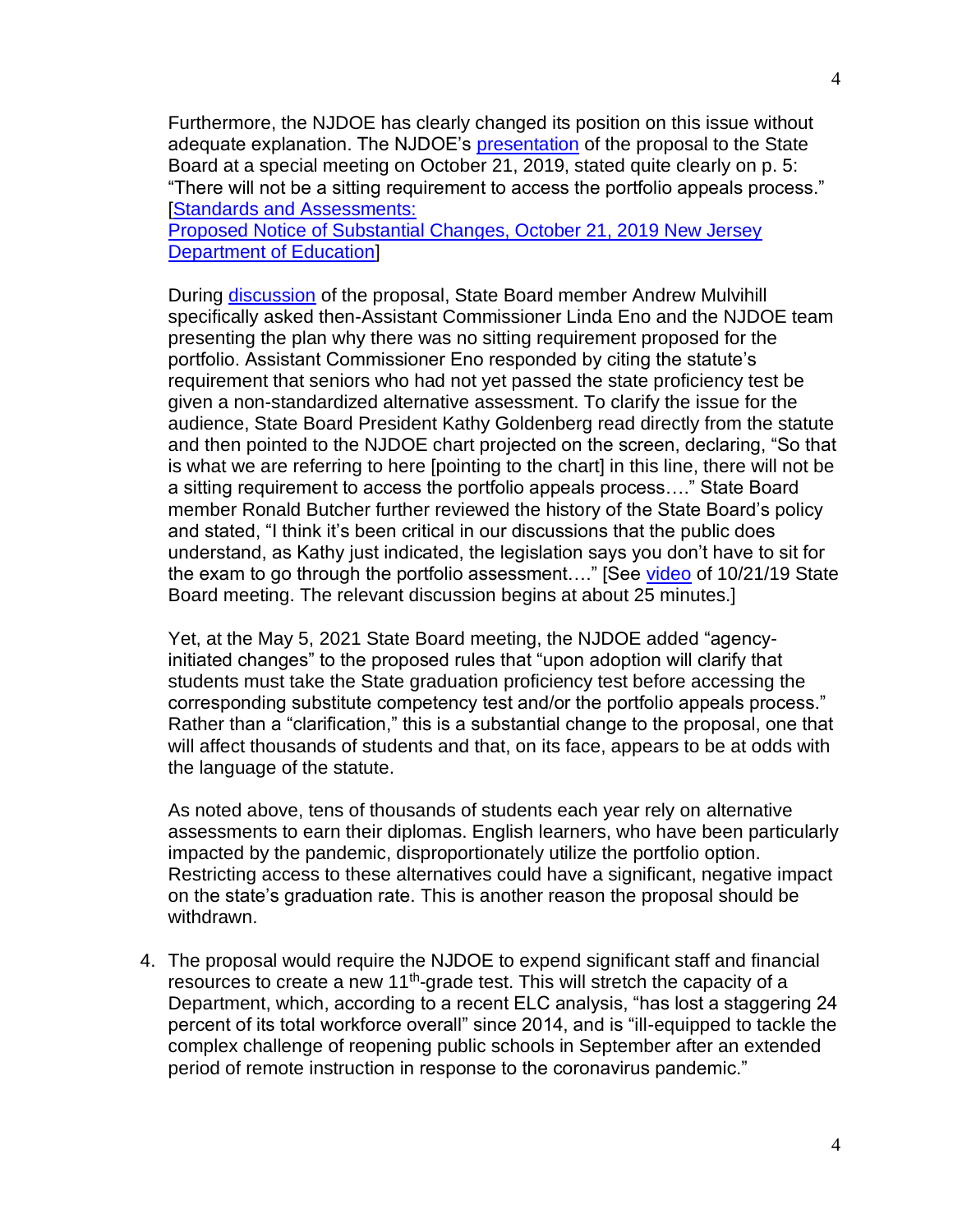Furthermore, the NJDOE has clearly changed its position on this issue without adequate explanation. The NJDOE's presentation of the proposal to the State Board at a special meeting on October 21, 2019, stated quite clearly on p. 5: "There will not be a sitting requirement to access the portfolio appeals process." [Standards and Assessments: Proposed Notice of Substantial Changes, October 21, 2019 New Jersey Department of Education]

During discussion of the proposal, State Board member Andrew Mulvihill specifically asked then-Assistant Commissioner Linda Eno and the NJDOE team presenting the plan why there was no sitting requirement proposed for the portfolio. Assistant Commissioner Eno responded by citing the statute's requirement that seniors who had not yet passed the state proficiency test be given a non-standardized alternative assessment. To clarify the issue for the audience, State Board President Kathy Goldenberg read directly from the statute and then pointed to the NJDOE chart projected on the screen, declaring, "So that is what we are referring to here [pointing to the chart] in this line, there will not be a sitting requirement to access the portfolio appeals process…." State Board member Ronald Butcher further reviewed the history of the State Board's policy and stated, "I think it's been critical in our discussions that the public does understand, as Kathy just indicated, the legislation says you don't have to sit for the exam to go through the portfolio assessment…." [See video of 10/21/19 State Board meeting. The relevant discussion begins at about 25 minutes.]

Yet, at the May 5, 2021 State Board meeting, the NJDOE added "agency-initiated changes" to the proposed rules that "upon adoption will clarify that students must take the State graduation proficiency test before accessing the corresponding substitute competency test and/or the portfolio appeals process." Rather than a "clarification," this is a substantial change to the proposal, one that will affect thousands of students and that, on its face, appears to be at odds with the language of the statute.

As noted above, tens of thousands of students each year rely on alternative assessments to earn their diplomas. English learners, who have been particularly impacted by the pandemic, disproportionately utilize the portfolio option. Restricting access to these alternatives could have a significant, negative impact on the state's graduation rate. This is another reason the proposal should be withdrawn.

4. The proposal would require the NJDOE to expend significant staff and financial resources to create a new 11th-grade test. This will stretch the capacity of a Department, which, according to a recent ELC analysis, "has lost a staggering 24 percent of its total workforce overall" since 2014, and is "ill-equipped to tackle the complex challenge of reopening public schools in September after an extended period of remote instruction in response to the coronavirus pandemic."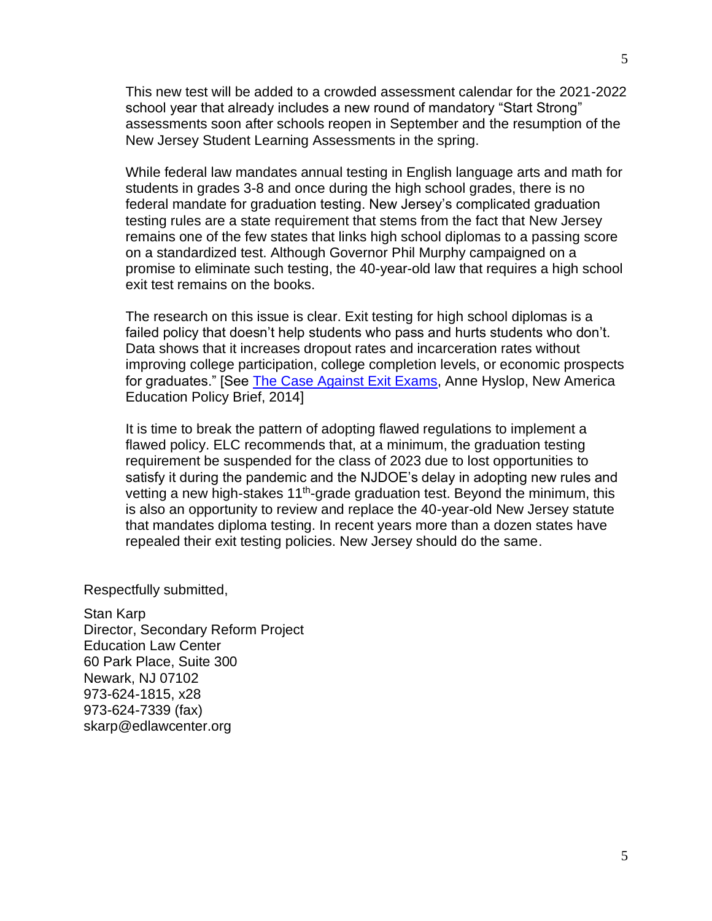This new test will be added to a crowded assessment calendar for the 2021-2022 school year that already includes a new round of mandatory “Start Strong” assessments soon after schools reopen in September and the resumption of the New Jersey Student Learning Assessments in the spring.

While federal law mandates annual testing in English language arts and math for students in grades 3-8 and once during the high school grades, there is no federal mandate for graduation testing. New Jersey’s complicated graduation testing rules are a state requirement that stems from the fact that New Jersey remains one of the few states that links high school diplomas to a passing score on a standardized test. Although Governor Phil Murphy campaigned on a promise to eliminate such testing, the 40-year-old law that requires a high school exit test remains on the books.

The research on this issue is clear. Exit testing for high school diplomas is a failed policy that doesn’t help students who pass and hurts students who don’t. Data shows that it increases dropout rates and incarceration rates without improving college participation, college completion levels, or economic prospects for graduates.” [See The Case Against Exit Exams, Anne Hyslop, New America Education Policy Brief, 2014]

It is time to break the pattern of adopting flawed regulations to implement a flawed policy. ELC recommends that, at a minimum, the graduation testing requirement be suspended for the class of 2023 due to lost opportunities to satisfy it during the pandemic and the NJDOE’s delay in adopting new rules and vetting a new high-stakes 11th-grade graduation test. Beyond the minimum, this is also an opportunity to review and replace the 40-year-old New Jersey statute that mandates diploma testing. In recent years more than a dozen states have repealed their exit testing policies. New Jersey should do the same.

Respectfully submitted,

Stan Karp
Director, Secondary Reform Project
Education Law Center
60 Park Place, Suite 300
Newark, NJ 07102
973-624-1815, x28
973-624-7339 (fax)
skarp@edlawcenter.org